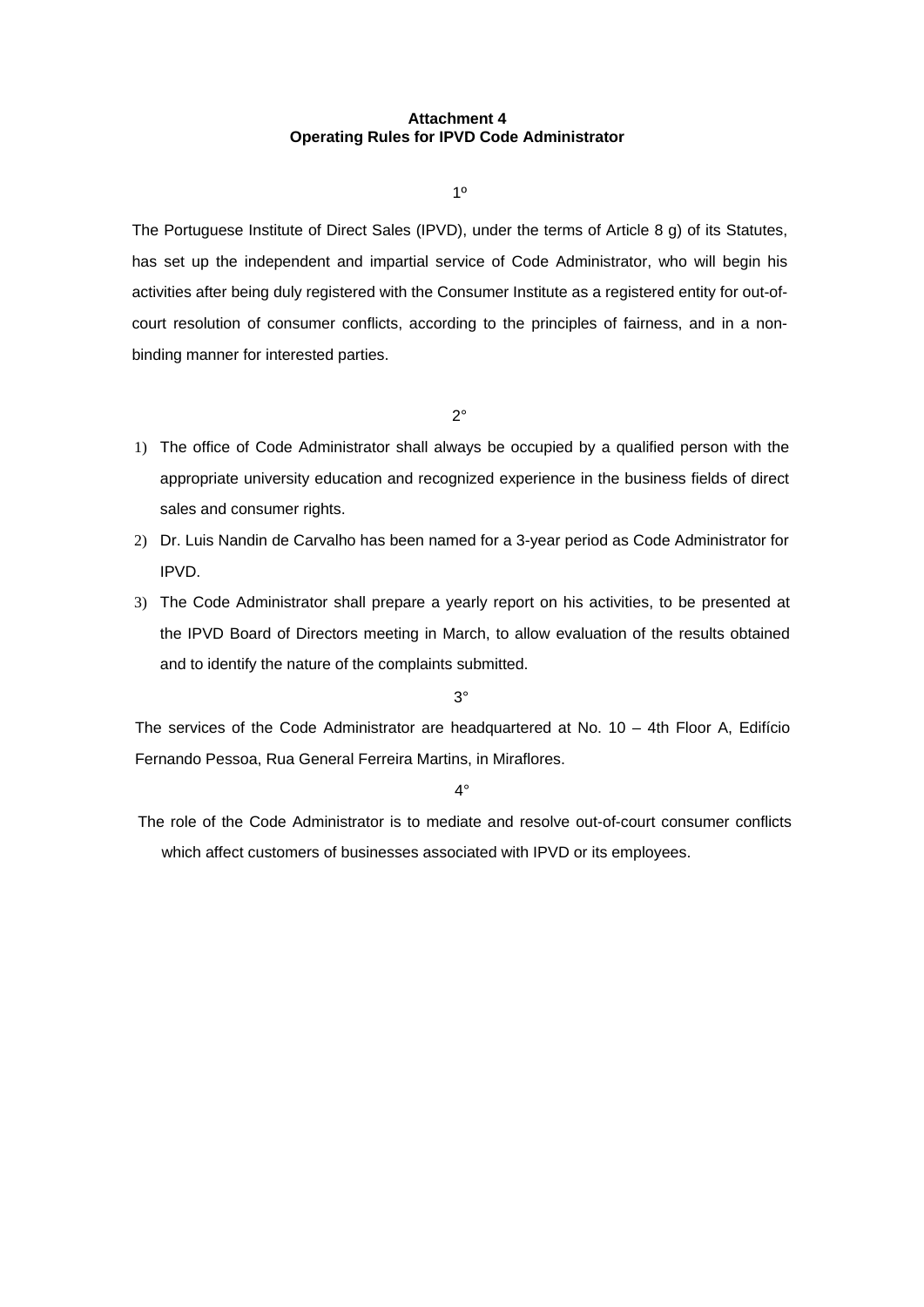**Attachment 4**
**Operating Rules for IPVD Code Administrator**

1º

The Portuguese Institute of Direct Sales (IPVD), under the terms of Article 8 g) of its Statutes, has set up the independent and impartial service of Code Administrator, who will begin his activities after being duly registered with the Consumer Institute as a registered entity for out-of-court resolution of consumer conflicts, according to the principles of fairness, and in a non-binding manner for interested parties.

2°

1) The office of Code Administrator shall always be occupied by a qualified person with the appropriate university education and recognized experience in the business fields of direct sales and consumer rights.
2) Dr. Luis Nandin de Carvalho has been named for a 3-year period as Code Administrator for IPVD.
3) The Code Administrator shall prepare a yearly report on his activities, to be presented at the IPVD Board of Directors meeting in March, to allow evaluation of the results obtained and to identify the nature of the complaints submitted.

3°

The services of the Code Administrator are headquartered at No. 10 – 4th Floor A, Edifício Fernando Pessoa, Rua General Ferreira Martins, in Miraflores.

4°

The role of the Code Administrator is to mediate and resolve out-of-court consumer conflicts which affect customers of businesses associated with IPVD or its employees.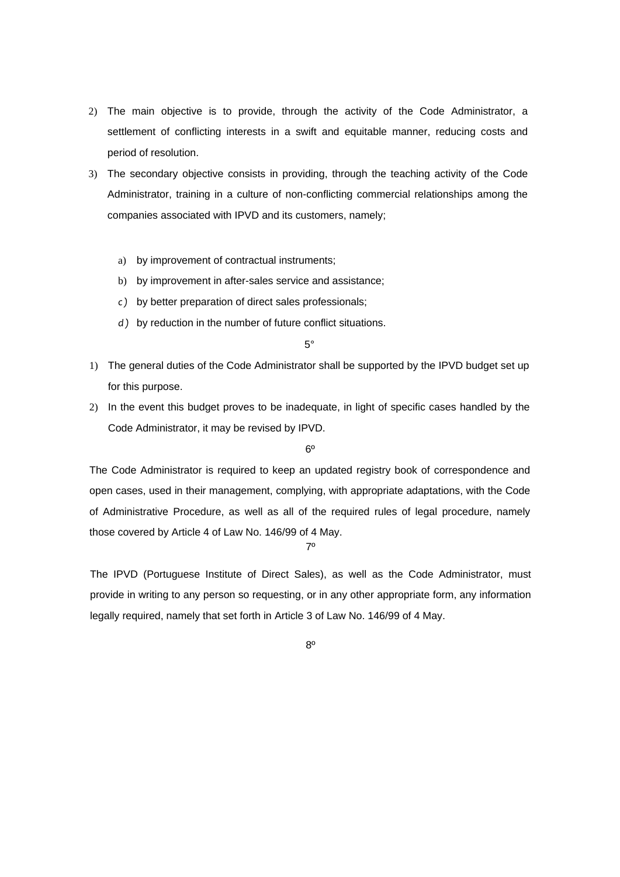2) The main objective is to provide, through the activity of the Code Administrator, a settlement of conflicting interests in a swift and equitable manner, reducing costs and period of resolution.

3) The secondary objective consists in providing, through the teaching activity of the Code Administrator, training in a culture of non-conflicting commercial relationships among the companies associated with IPVD and its customers, namely;

    a) by improvement of contractual instruments;
    b) by improvement in after-sales service and assistance;
    c) by better preparation of direct sales professionals;
    d) by reduction in the number of future conflict situations.

5°

1) The general duties of the Code Administrator shall be supported by the IPVD budget set up for this purpose.

2) In the event this budget proves to be inadequate, in light of specific cases handled by the Code Administrator, it may be revised by IPVD.

6º

The Code Administrator is required to keep an updated registry book of correspondence and open cases, used in their management, complying, with appropriate adaptations, with the Code of Administrative Procedure, as well as all of the required rules of legal procedure, namely those covered by Article 4 of Law No. 146/99 of 4 May.

7º

The IPVD (Portuguese Institute of Direct Sales), as well as the Code Administrator, must provide in writing to any person so requesting, or in any other appropriate form, any information legally required, namely that set forth in Article 3 of Law No. 146/99 of 4 May.

8º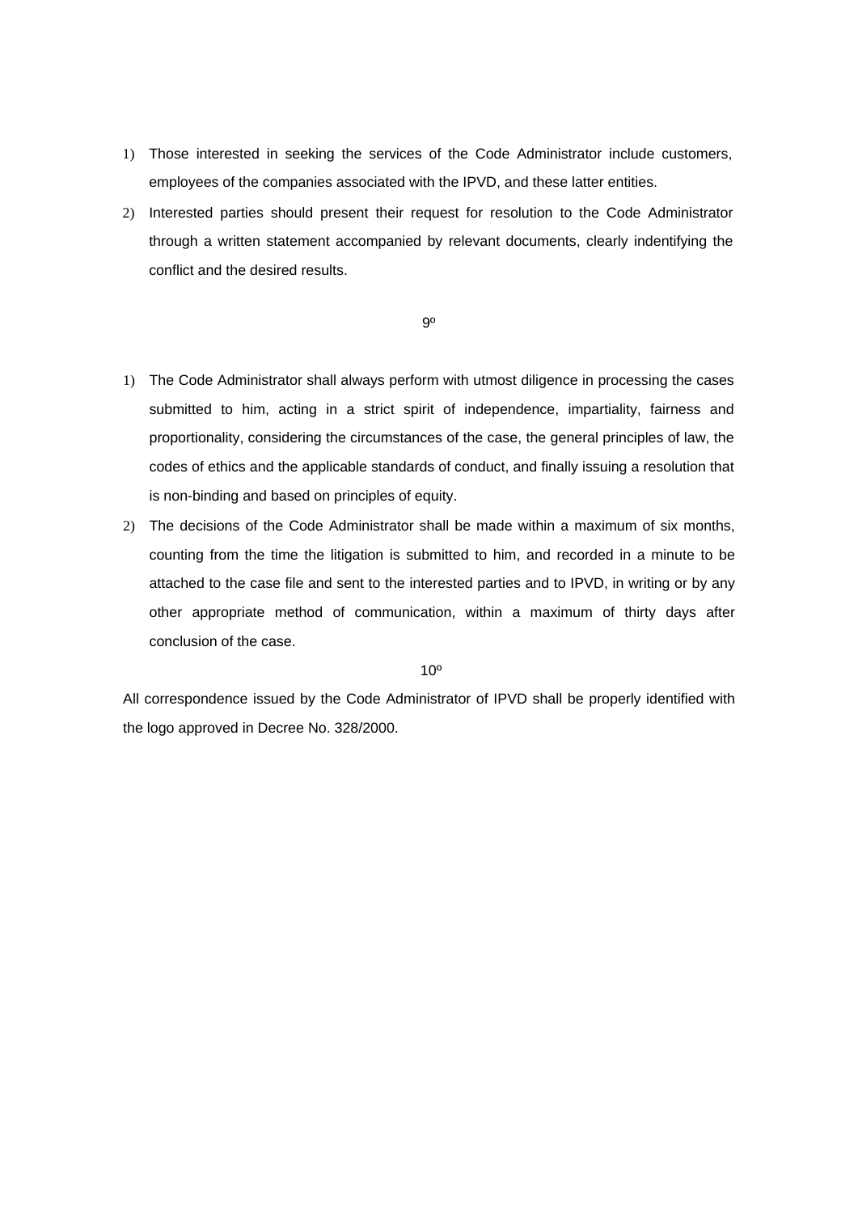1) Those interested in seeking the services of the Code Administrator include customers, employees of the companies associated with the IPVD, and these latter entities.
2) Interested parties should present their request for resolution to the Code Administrator through a written statement accompanied by relevant documents, clearly indentifying the conflict and the desired results.

9º

1) The Code Administrator shall always perform with utmost diligence in processing the cases submitted to him, acting in a strict spirit of independence, impartiality, fairness and proportionality, considering the circumstances of the case, the general principles of law, the codes of ethics and the applicable standards of conduct, and finally issuing a resolution that is non-binding and based on principles of equity.
2) The decisions of the Code Administrator shall be made within a maximum of six months, counting from the time the litigation is submitted to him, and recorded in a minute to be attached to the case file and sent to the interested parties and to IPVD, in writing or by any other appropriate method of communication, within a maximum of thirty days after conclusion of the case.

10º

All correspondence issued by the Code Administrator of IPVD shall be properly identified with the logo approved in Decree No. 328/2000.